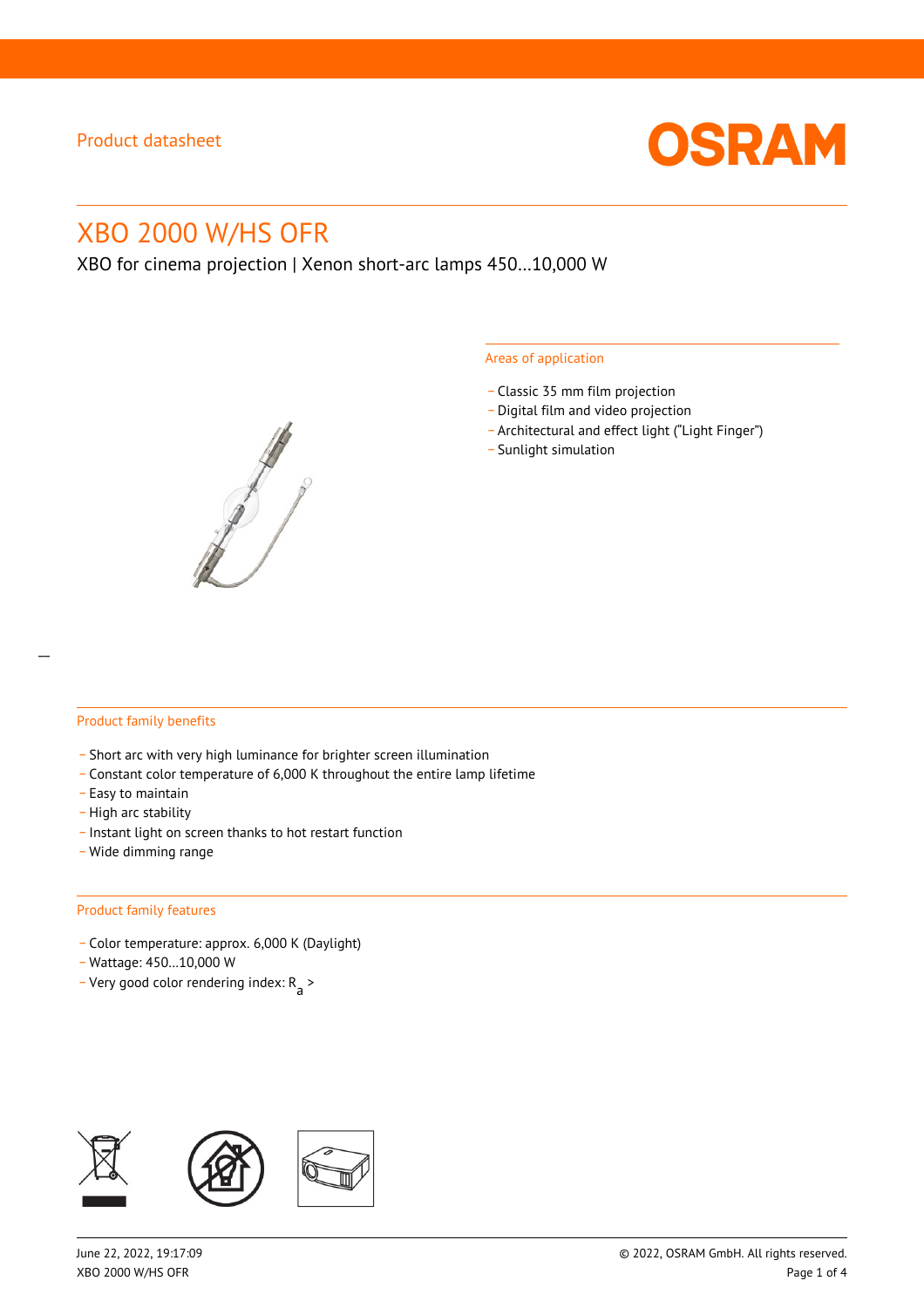Product datasheet

# XBO 2000 W/HS OFR

XBO for cinema projection | Xenon short-arc lamps 450…10,000 W

## Areas of application

- Classic 35 mm film projection
- Digital film and video projection
- Architectural and effect light (“Light Finger”)
- Sunlight simulation

## Product family benefits

- Short arc with very high luminance for brighter screen illumination
- Constant color temperature of 6,000 K throughout the entire lamp lifetime
- Easy to maintain
- High arc stability
- Instant light on screen thanks to hot restart function
- Wide dimming range

## Product family features

- Color temperature: approx. 6,000 K (Daylight)
- Wattage: 450…10,000 W
- Very good color rendering index: $R_a$ >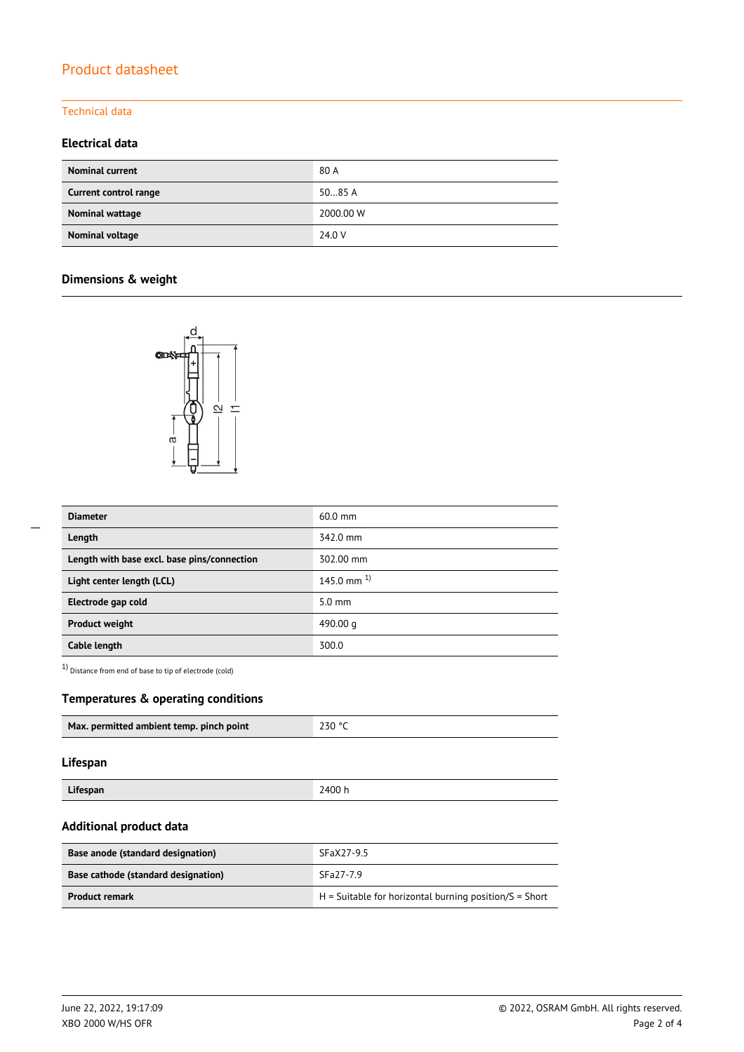# Product datasheet

## Technical data

### Electrical data

| Nominal current | 80 A |
| --- | --- |
| Current control range | 50…85 A |
| Nominal wattage | 2000.00 W |
| Nominal voltage | 24.0 V |

### Dimensions & weight

| Diameter | 60.0 mm |
| --- | --- |
| Length | 342.0 mm |
| Length with base excl. base pins/connection | 302.00 mm |
| Light center length (LCL) | 145.0 mm [1] |
| Electrode gap cold | 5.0 mm |
| Product weight | 490.00 g |
| Cable length | 300.0 |

[1] Distance from end of base to tip of electrode (cold)

### Temperatures & operating conditions

| Max. permitted ambient temp. pinch point | 230 °C |
| --- | --- |

### Lifespan

| Lifespan | 2400 h |
| --- | --- |

### Additional product data

| Base anode (standard designation) | SFaX27-9.5 |
| --- | --- |
| Base cathode (standard designation) | SFa27-7.9 |
| Product remark | H = Suitable for horizontal burning position/S = Short |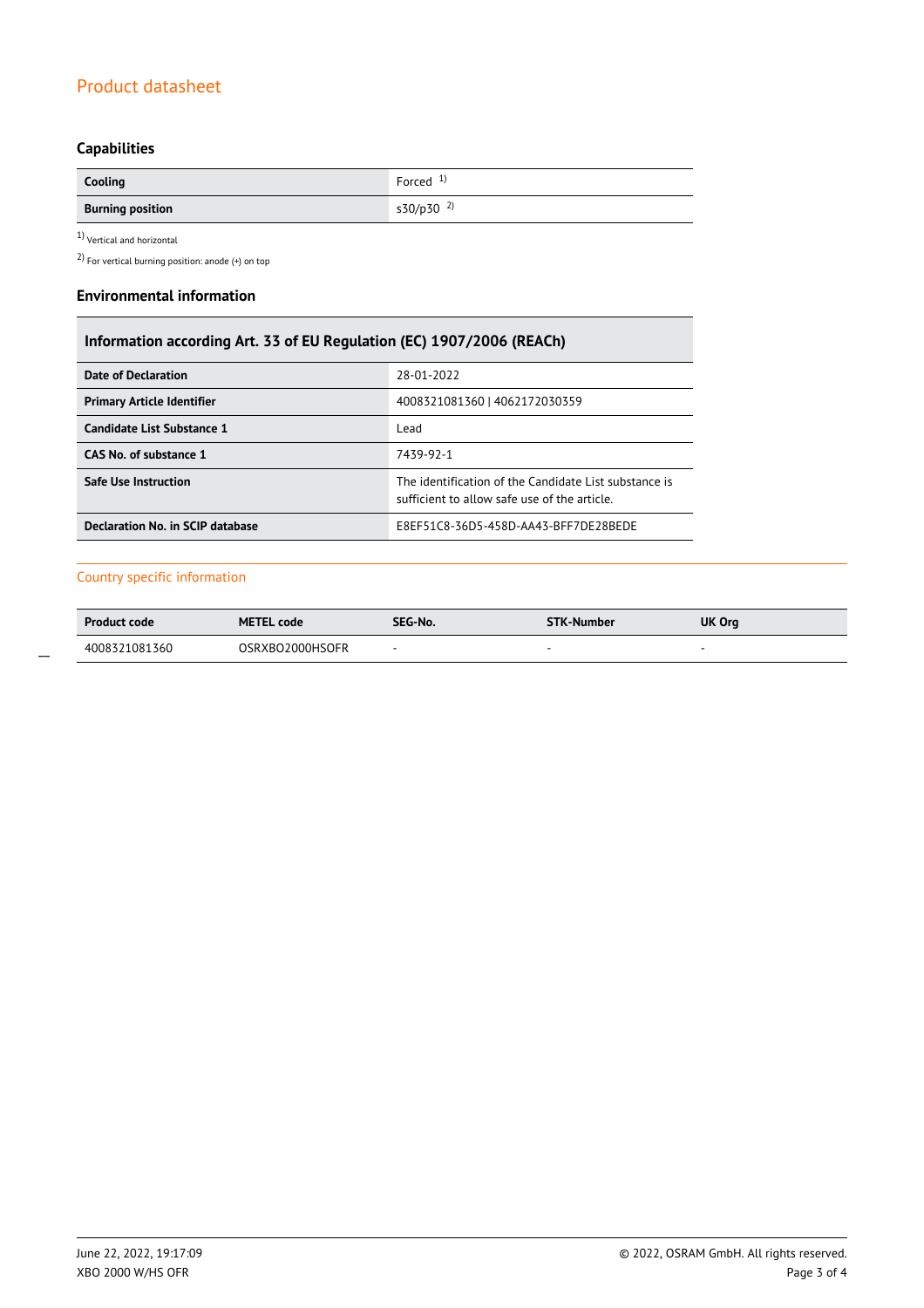Product datasheet

### Capabilities

| Cooling | Forced [1] |
|---|---|
| Burning position | s30/p30 [2] |

[1] Vertical and horizontal

[2] For vertical burning position: anode (+) on top

### Environmental information

| Information according Art. 33 of EU Regulation (EC) 1907/2006 (REACh) | |
|---|---|
| Date of Declaration | 28-01-2022 |
| Primary Article Identifier | 4008321081360 \| 4062172030359 |
| Candidate List Substance 1 | Lead |
| CAS No. of substance 1 | 7439-92-1 |
| Safe Use Instruction | The identification of the Candidate List substance is sufficient to allow safe use of the article. |
| Declaration No. in SCIP database | E8EF51C8-36D5-458D-AA43-BFF7DE28BEDE |

### Country specific information

| Product code | METEL code | SEG-No. | STK-Number | UK Org |
|---|---|---|---|---|
| 4008321081360 | OSRXBO2000HSOFR | - | - | - |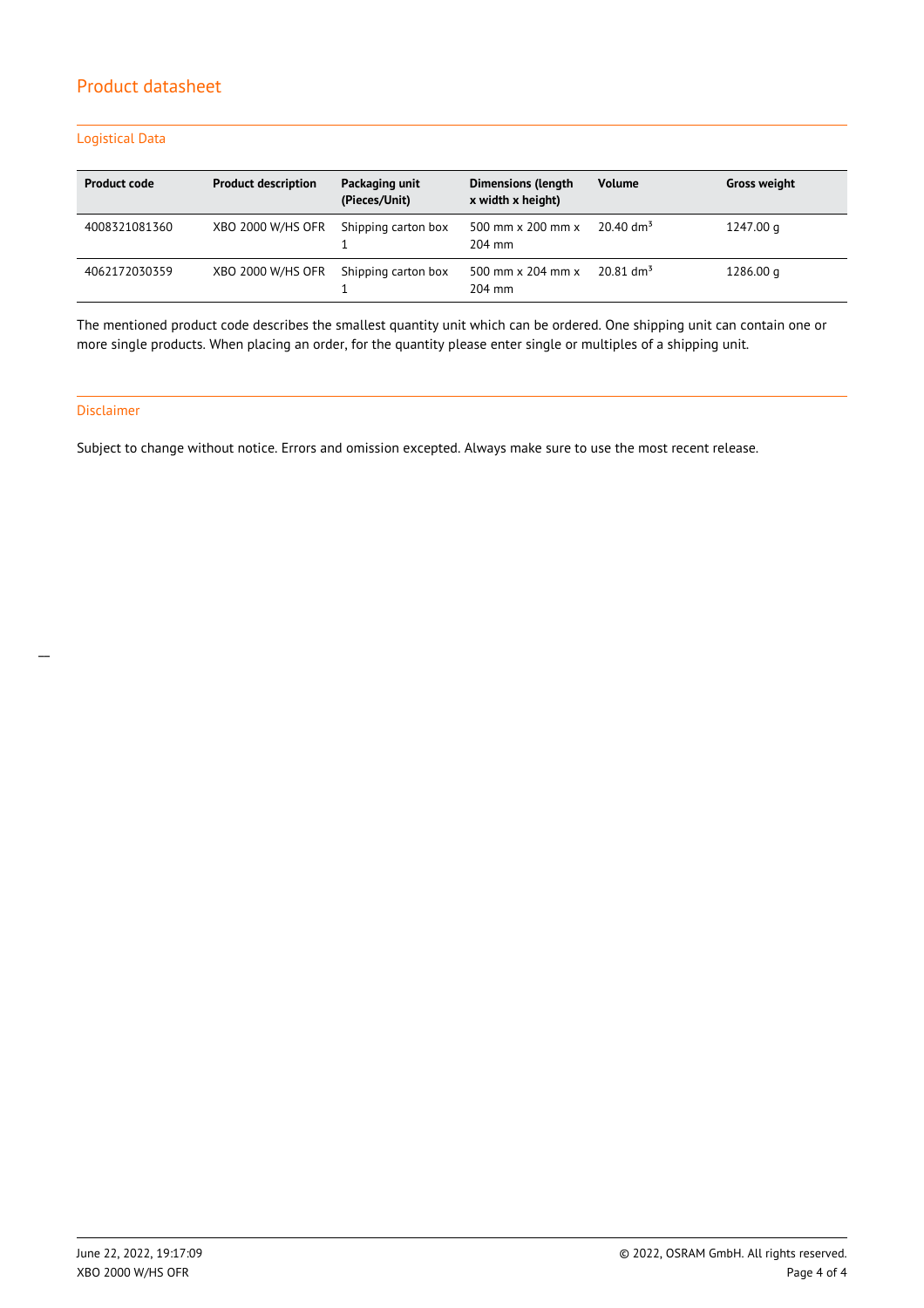## Logistical Data

| Product code | Product description | Packaging unit (Pieces/Unit) | Dimensions (length x width x height) | Volume | Gross weight |
|---|---|---|---|---|---|
| 4008321081360 | XBO 2000 W/HS OFR | Shipping carton box 1 | 500 mm x 200 mm x 204 mm | 20.40 $dm^3$ | 1247.00 g |
| 4062172030359 | XBO 2000 W/HS OFR | Shipping carton box 1 | 500 mm x 204 mm x 204 mm | 20.81 $dm^3$ | 1286.00 g |

The mentioned product code describes the smallest quantity unit which can be ordered. One shipping unit can contain one or more single products. When placing an order, for the quantity please enter single or multiples of a shipping unit.

## Disclaimer

Subject to change without notice. Errors and omission excepted. Always make sure to use the most recent release.